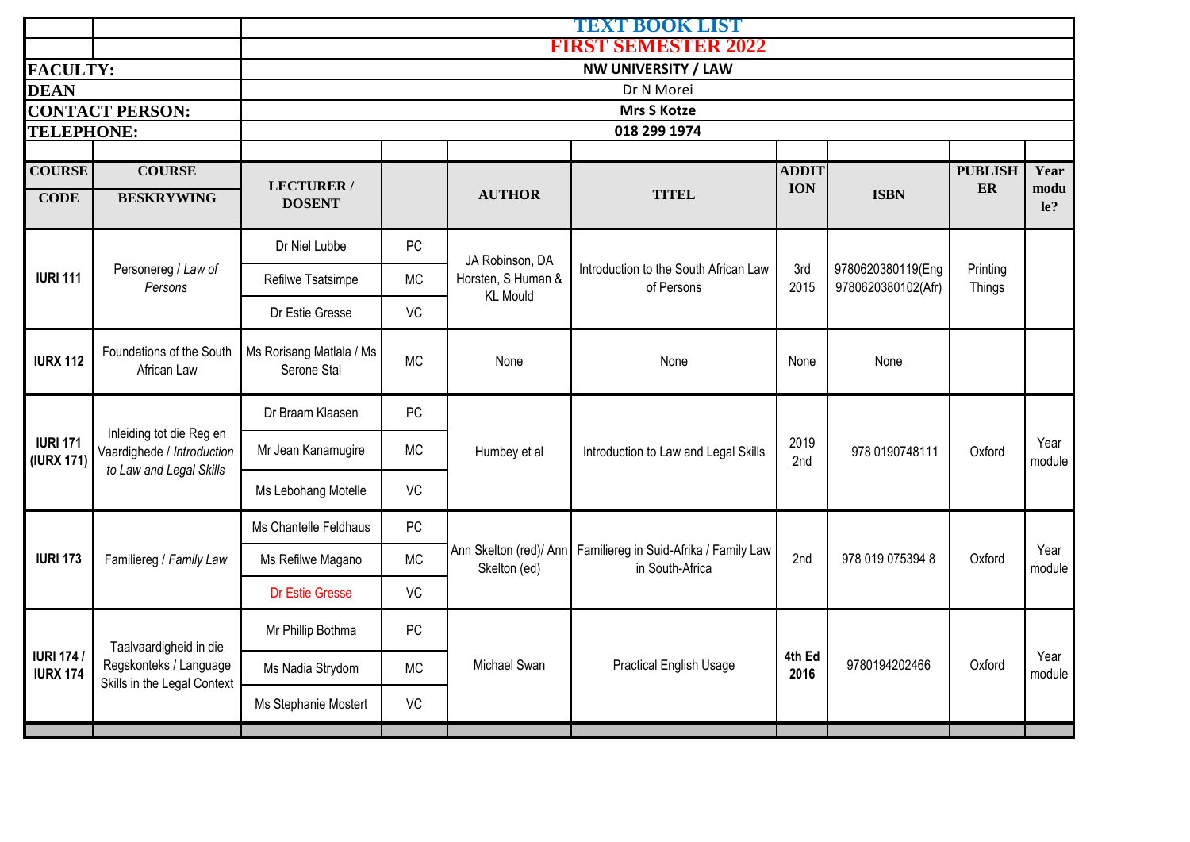# TEXT BOOK LIST

## FIRST SEMESTER 2022

| | |
|---|---|
| **FACULTY:** | **NW UNIVERSITY / LAW** |
| **DEAN** | Dr N Morei |
| **CONTACT PERSON:** | **Mrs S Kotze** |
| **TELEPHONE:** | **018 299 1974** |

| COURSE CODE | COURSE BESKRYWING | LECTURER / DOSENT | | AUTHOR | TITEL | ADDITION | ISBN | PUBLISHER | Year module? |
|---|---|---|---|---|---|---|---|---|---|
| **IURI 111** | Personereg / *Law of Persons* | Dr Niel Lubbe | PC | JA Robinson, DA Horsten, S Human & KL Mould | Introduction to the South African Law of Persons | 3rd 2015 | 9780620380119(Eng 9780620380102(Afr) | Printing Things | |
| | | Refilwe Tsatsimpe | MC | | | | | | |
| | | Dr Estie Gresse | VC | | | | | | |
| **IURX 112** | Foundations of the South African Law | Ms Rorisang Matlala / Ms Serone Stal | MC | None | None | None | None | | |
| **IURI 171 (IURX 171)** | Inleiding tot die Reg en Vaardighede / *Introduction to Law and Legal Skills* | Dr Braam Klaasen | PC | Humbey et al | Introduction to Law and Legal Skills | 2019 2nd | 978 0190748111 | Oxford | Year module |
| | | Mr Jean Kanamugire | MC | | | | | | |
| | | Ms Lebohang Motelle | VC | | | | | | |
| **IURI 173** | Familiereg / *Family Law* | Ms Chantelle Feldhaus | PC | Ann Skelton (red)/ Ann Skelton (ed) | Familiereg in Suid-Afrika / Family Law in South-Africa | 2nd | 978 019 075394 8 | Oxford | Year module |
| | | Ms Refilwe Magano | MC | | | | | | |
| | | Dr Estie Gresse | VC | | | | | | |
| **IURI 174 / IURX 174** | Taalvaardigheid in die Regskonteks / Language Skills in the Legal Context | Mr Phillip Bothma | PC | Michael Swan | Practical English Usage | **4th Ed 2016** | 9780194202466 | Oxford | Year module |
| | | Ms Nadia Strydom | MC | | | | | | |
| | | Ms Stephanie Mostert | VC | | | | | | |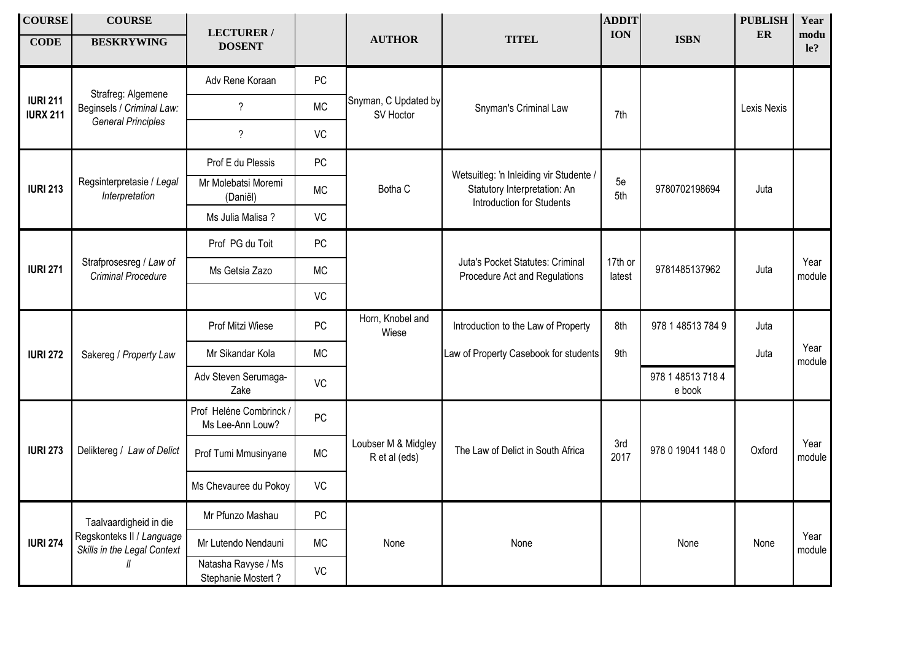| COURSE CODE | COURSE BESKRYWING | LECTURER / DOSENT | | AUTHOR | TITEL | ADDITION | ISBN | PUBLISHER | Year module? |
|---|---|---|---|---|---|---|---|---|---|
| IURI 211 IURX 211 | Strafreg: Algemene Beginsels / *Criminal Law: General Principles* | Adv Rene Koraan | PC | Snyman, C Updated by SV Hoctor | Snyman's Criminal Law | 7th | | Lexis Nexis | |
| | | ? | MC | | | | | | |
| | | ? | VC | | | | | | |
| IURI 213 | Regsinterpretasie / *Legal Interpretation* | Prof E du Plessis | PC | Botha C | Wetsuitleg: 'n Inleiding vir Studente / Statutory Interpretation: An Introduction for Students | 5e 5th | 9780702198694 | Juta | |
| | | Mr Molebatsi Moremi (Daniël) | MC | | | | | | |
| | | Ms Julia Malisa ? | VC | | | | | | |
| IURI 271 | Strafprosesreg / *Law of Criminal Procedure* | Prof PG du Toit | PC | | Juta's Pocket Statutes: Criminal Procedure Act and Regulations | 17th or latest | 9781485137962 | Juta | Year module |
| | | Ms Getsia Zazo | MC | | | | | | |
| | | | VC | | | | | | |
| IURI 272 | Sakereg / *Property Law* | Prof Mitzi Wiese | PC | Horn, Knobel and Wiese | Introduction to the Law of Property | 8th | 978 1 48513 784 9 | Juta | Year module |
| | | Mr Sikandar Kola | MC | | Law of Property Casebook for students | 9th | | Juta | |
| | | Adv Steven Serumaga-Zake | VC | | | | 978 1 48513 718 4 e book | | |
| IURI 273 | Deliktereg / *Law of Delict* | Prof Heléne Combrinck / Ms Lee-Ann Louw? | PC | Loubser M & Midgley R et al (eds) | The Law of Delict in South Africa | 3rd 2017 | 978 0 19041 148 0 | Oxford | Year module |
| | | Prof Tumi Mmusinyane | MC | | | | | | |
| | | Ms Chevauree du Pokoy | VC | | | | | | |
| IURI 274 | Taalvaardigheid in die Regskonteks II / *Language Skills in the Legal Context II* | Mr Pfunzo Mashau | PC | None | None | | None | None | Year module |
| | | Mr Lutendo Nendauni | MC | | | | | | |
| | | Natasha Ravyse / Ms Stephanie Mostert ? | VC | | | | | | |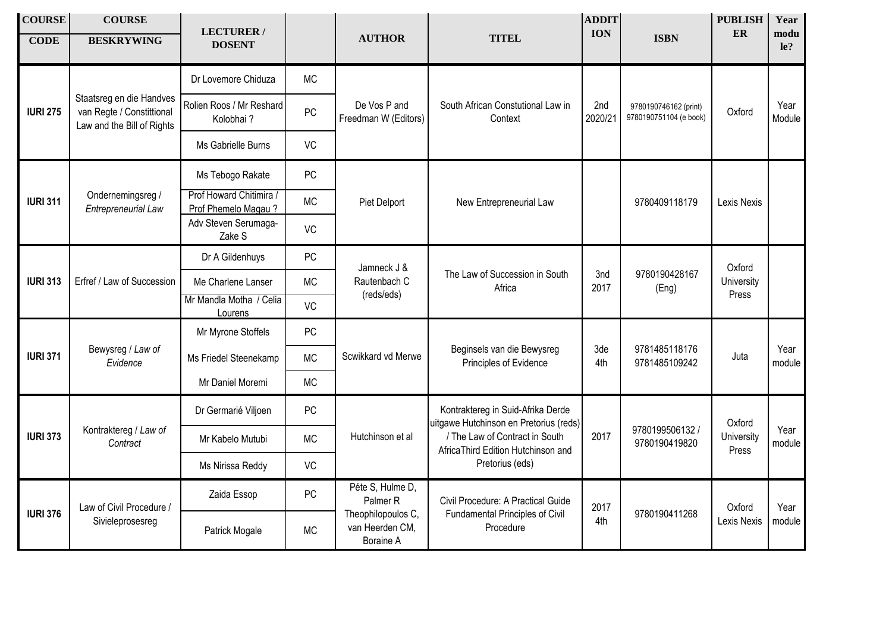| COURSE CODE | COURSE BESKRYWING | LECTURER / DOSENT | | AUTHOR | TITEL | ADDITION | ISBN | PUBLISHER | Year module? |
|---|---|---|---|---|---|---|---|---|---|
| IURI 275 | Staatsreg en die Handves van Regte / Constittional Law and the Bill of Rights | Dr Lovemore Chiduza | MC | De Vos P and Freedman W (Editors) | South African Constutional Law in Context | 2nd 2020/21 | 9780190746162 (print) 9780190751104 (e book) | Oxford | Year Module |
| | | Rolien Roos / Mr Reshard Kolobhai ? | PC | | | | | | |
| | | Ms Gabrielle Burns | VC | | | | | | |
| IURI 311 | Ondernemingsreg / *Entrepreneurial Law* | Ms Tebogo Rakate | PC | Piet Delport | New Entrepreneurial Law | | 9780409118179 | Lexis Nexis | |
| | | Prof Howard Chitimira / Prof Phemelo Magau ? | MC | | | | | | |
| | | Adv Steven Serumaga-Zake S | VC | | | | | | |
| IURI 313 | Erfref / Law of Succession | Dr A Gildenhuys | PC | Jamneck J & Rautenbach C (reds/eds) | The Law of Succession in South Africa | 3nd 2017 | 9780190428167 (Eng) | Oxford University Press | |
| | | Me Charlene Lanser | MC | | | | | | |
| | | Mr Mandla Motha / Celia Lourens | VC | | | | | | |
| IURI 371 | Bewysreg / *Law of Evidence* | Mr Myrone Stoffels | PC | Scwikkard vd Merwe | Beginsels van die Bewysreg Principles of Evidence | 3de 4th | 9781485118176 9781485109242 | Juta | Year module |
| | | Ms Friedel Steenekamp | MC | | | | | | |
| | | Mr Daniel Moremi | MC | | | | | | |
| IURI 373 | Kontraktereg / *Law of Contract* | Dr Germarié Viljoen | PC | Hutchinson et al | Kontraktereg in Suid-Afrika Derde uitgawe Hutchinson en Pretorius (reds) / The Law of Contract in South AfricaThird Edition Hutchinson and Pretorius (eds) | 2017 | 9780199506132 / 9780190419820 | Oxford University Press | Year module |
| | | Mr Kabelo Mutubi | MC | | | | | | |
| | | Ms Nirissa Reddy | VC | | | | | | |
| IURI 376 | Law of Civil Procedure / Sivieleprosesreg | Zaida Essop | PC | Péte S, Hulme D, Palmer R Theophilopoulos C, van Heerden CM, Boraine A | Civil Procedure: A Practical Guide Fundamental Principles of Civil Procedure | 2017 4th | 9780190411268 | Oxford Lexis Nexis | Year module |
| | | Patrick Mogale | MC | | | | | | |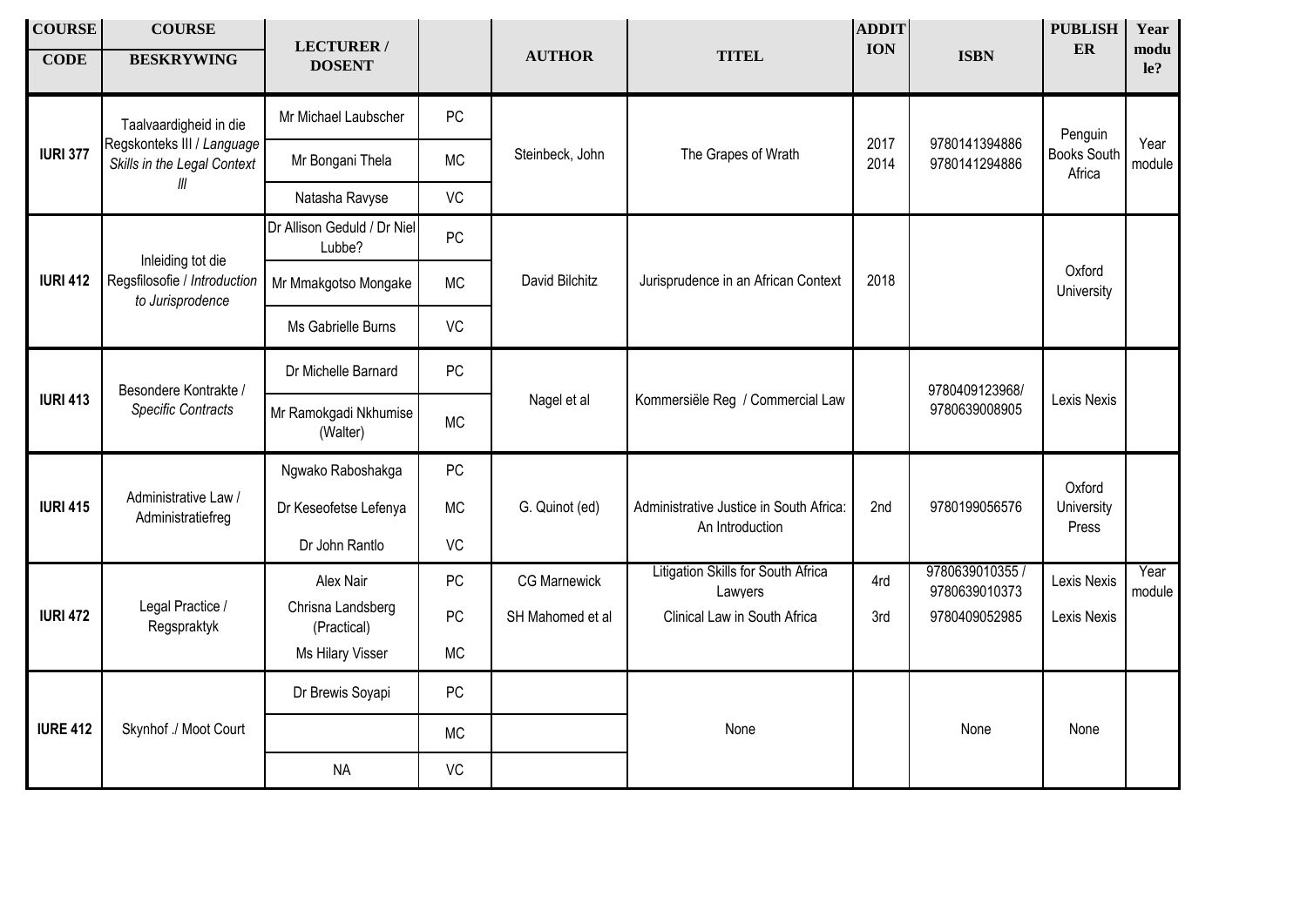| COURSE CODE | COURSE BESKRYWING | LECTURER / DOSENT | | AUTHOR | TITEL | ADDITION | ISBN | PUBLISHER | Year module? |
|---|---|---|---|---|---|---|---|---|---|
| **IURI 377** | Taalvaardigheid in die Regskonteks III / *Language Skills in the Legal Context III* | Mr Michael Laubscher | PC | Steinbeck, John | The Grapes of Wrath | 2017<br>2014 | 9780141394886<br>9780141294886 | Penguin Books South Africa | Year module |
| | | Mr Bongani Thela | MC | | | | | | |
| | | Natasha Ravyse | VC | | | | | | |
| **IURI 412** | Inleiding tot die Regsfilosofie / *Introduction to Jurisprodence* | Dr Allison Geduld / Dr Niel Lubbe? | PC | David Bilchitz | Jurisprudence in an African Context | 2018 | | Oxford University | |
| | | Mr Mmakgotso Mongake | MC | | | | | | |
| | | Ms Gabrielle Burns | VC | | | | | | |
| **IURI 413** | Besondere Kontrakte / *Specific Contracts* | Dr Michelle Barnard | PC | Nagel et al | Kommersiële Reg / Commercial Law | | 9780409123968/<br>9780639008905 | Lexis Nexis | |
| | | Mr Ramokgadi Nkhumise (Walter) | MC | | | | | | |
| **IURI 415** | Administrative Law / Administratiefreg | Ngwako Raboshakga | PC | G. Quinot (ed) | Administrative Justice in South Africa: An Introduction | 2nd | 9780199056576 | Oxford University Press | |
| | | Dr Keseofetse Lefenya | MC | | | | | | |
| | | Dr John Rantlo | VC | | | | | | |
| **IURI 472** | Legal Practice / Regspraktyk | Alex Nair | PC | CG Marnewick | Litigation Skills for South Africa Lawyers | 4rd | 9780639010355 /<br>9780639010373 | Lexis Nexis | Year module |
| | | Chrisna Landsberg (Practical) | PC | SH Mahomed et al | Clinical Law in South Africa | 3rd | 9780409052985 | Lexis Nexis | |
| | | Ms Hilary Visser | MC | | | | | | |
| **IURE 412** | Skynhof ./ Moot Court | Dr Brewis Soyapi | PC | | None | | None | None | |
| | | | MC | | | | | | |
| | | NA | VC | | | | | | |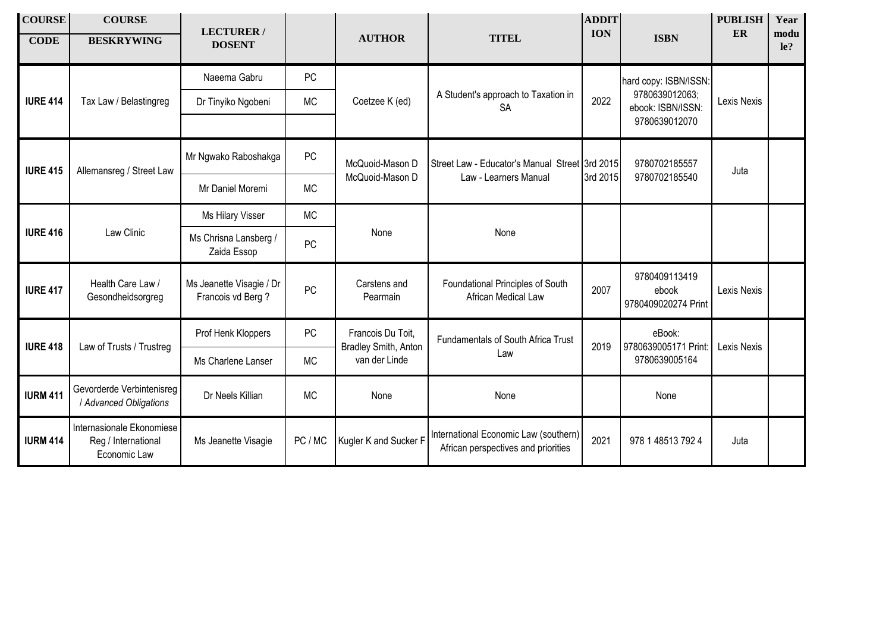| COURSE CODE | COURSE BESKRYWING | LECTURER / DOSENT | | AUTHOR | TITEL | ADDITION | ISBN | PUBLISHER | Year module? |
|---|---|---|---|---|---|---|---|---|---|
| **IURE 414** | Tax Law / Belastingreg | Naeema Gabru | PC | Coetzee K (ed) | A Student's approach to Taxation in SA | 2022 | hard copy: ISBN/ISSN: 9780639012063; ebook: ISBN/ISSN: 9780639012070 | Lexis Nexis | |
| | | Dr Tinyiko Ngobeni | MC | | | | | | |
| | | | | | | | | | |
| **IURE 415** | Allemansreg / Street Law | Mr Ngwako Raboshakga | PC | McQuoid-Mason D | Street Law - Educator's Manual | 3rd 2015 | 9780702185557 | Juta | |
| | | Mr Daniel Moremi | MC | McQuoid-Mason D | Street Law - Learners Manual | 3rd 2015 | 9780702185540 | | |
| **IURE 416** | Law Clinic | Ms Hilary Visser | MC | None | None | | | | |
| | | Ms Chrisna Lansberg / Zaida Essop | PC | | | | | | |
| **IURE 417** | Health Care Law / Gesondheidsorgreg | Ms Jeanette Visagie / Dr Francois vd Berg ? | PC | Carstens and Pearmain | Foundational Principles of South African Medical Law | 2007 | 9780409113419 ebook 9780409020274 Print | Lexis Nexis | |
| **IURE 418** | Law of Trusts / Trustreg | Prof Henk Kloppers | PC | Francois Du Toit, Bradley Smith, Anton van der Linde | Fundamentals of South Africa Trust Law | 2019 | eBook: 9780639005171 Print: 9780639005164 | Lexis Nexis | |
| | | Ms Charlene Lanser | MC | | | | | | |
| **IURM 411** | Gevorderde Verbintenisreg / *Advanced Obligations* | Dr Neels Killian | MC | None | None | | None | | |
| **IURM 414** | Internasionale Ekonomiese Reg / International Economic Law | Ms Jeanette Visagie | PC / MC | Kugler K and Sucker F | International Economic Law (southern) African perspectives and priorities | 2021 | 978 1 48513 792 4 | Juta | |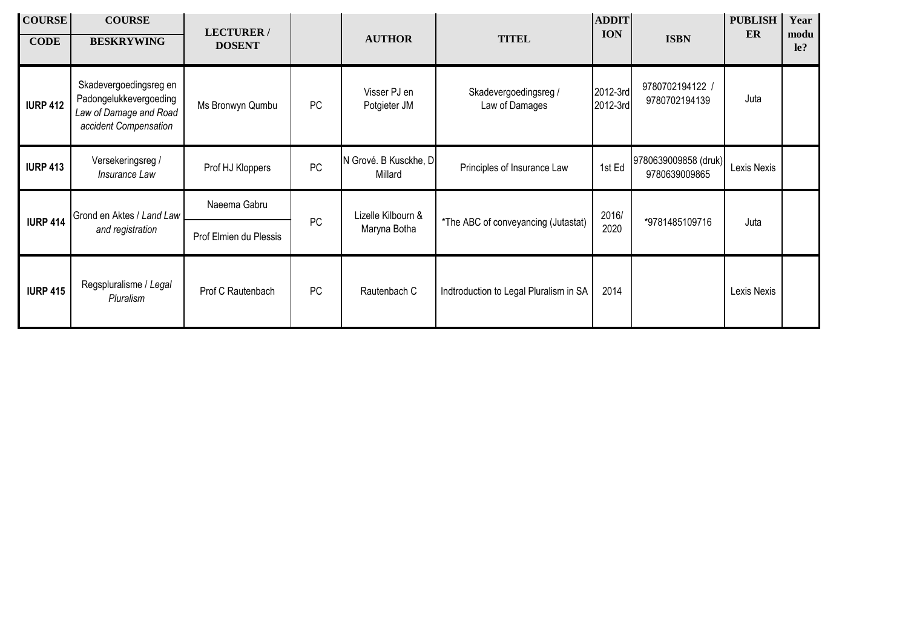| COURSE CODE | COURSE BESKRYWING | LECTURER / DOSENT | | AUTHOR | TITEL | ADDITION | ISBN | PUBLISHER | Year module? |
|---|---|---|---|---|---|---|---|---|---|
| **IURP 412** | Skadevergoedingsreg en Padongelukkevergoeding *Law of Damage and Road accident Compensation* | Ms Bronwyn Qumbu | PC | Visser PJ en Potgieter JM | Skadevergoedingsreg / Law of Damages | 2012-3rd 2012-3rd | 9780702194122 / 9780702194139 | Juta | |
| **IURP 413** | Versekeringsreg / *Insurance Law* | Prof HJ Kloppers | PC | N Grové. B Kusckhe, D Millard | Principles of Insurance Law | 1st Ed | 9780639009858 (druk) 9780639009865 | Lexis Nexis | |
| **IURP 414** | Grond en Aktes / *Land Law and registration* | Naeema Gabru / Prof Elmien du Plessis | PC | Lizelle Kilbourn & Maryna Botha | *The ABC of conveyancing (Jutastat) | 2016/ 2020 | *9781485109716 | Juta | |
| **IURP 415** | Regspluralisme / *Legal Pluralism* | Prof C Rautenbach | PC | Rautenbach C | Indtroduction to Legal Pluralism in SA | 2014 | | Lexis Nexis | |